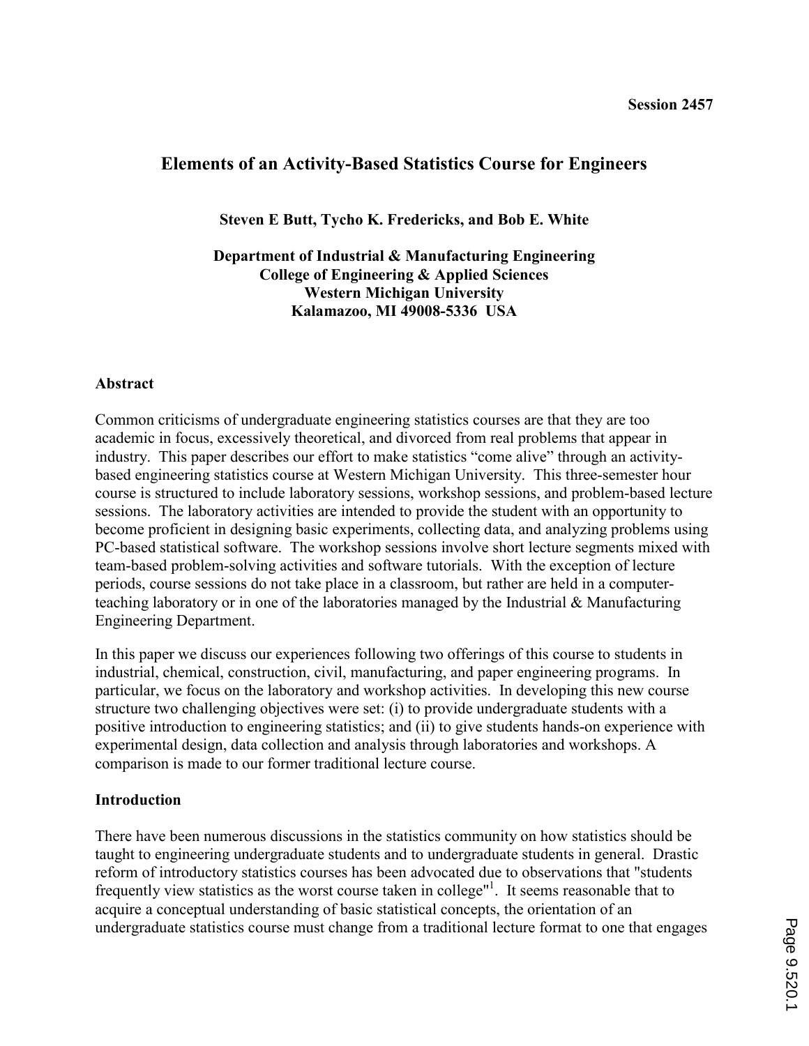Session 2457

# Elements of an Activity-Based Statistics Course for Engineers

**Steven E Butt, Tycho K. Fredericks, and Bob E. White**

**Department of Industrial & Manufacturing Engineering**
**College of Engineering & Applied Sciences**
**Western Michigan University**
**Kalamazoo, MI 49008-5336 USA**

## Abstract

Common criticisms of undergraduate engineering statistics courses are that they are too academic in focus, excessively theoretical, and divorced from real problems that appear in industry. This paper describes our effort to make statistics "come alive" through an activity-based engineering statistics course at Western Michigan University. This three-semester hour course is structured to include laboratory sessions, workshop sessions, and problem-based lecture sessions. The laboratory activities are intended to provide the student with an opportunity to become proficient in designing basic experiments, collecting data, and analyzing problems using PC-based statistical software. The workshop sessions involve short lecture segments mixed with team-based problem-solving activities and software tutorials. With the exception of lecture periods, course sessions do not take place in a classroom, but rather are held in a computer-teaching laboratory or in one of the laboratories managed by the Industrial & Manufacturing Engineering Department.

In this paper we discuss our experiences following two offerings of this course to students in industrial, chemical, construction, civil, manufacturing, and paper engineering programs. In particular, we focus on the laboratory and workshop activities. In developing this new course structure two challenging objectives were set: (i) to provide undergraduate students with a positive introduction to engineering statistics; and (ii) to give students hands-on experience with experimental design, data collection and analysis through laboratories and workshops. A comparison is made to our former traditional lecture course.

## Introduction

There have been numerous discussions in the statistics community on how statistics should be taught to engineering undergraduate students and to undergraduate students in general. Drastic reform of introductory statistics courses has been advocated due to observations that "students frequently view statistics as the worst course taken in college"[1]. It seems reasonable that to acquire a conceptual understanding of basic statistical concepts, the orientation of an undergraduate statistics course must change from a traditional lecture format to one that engages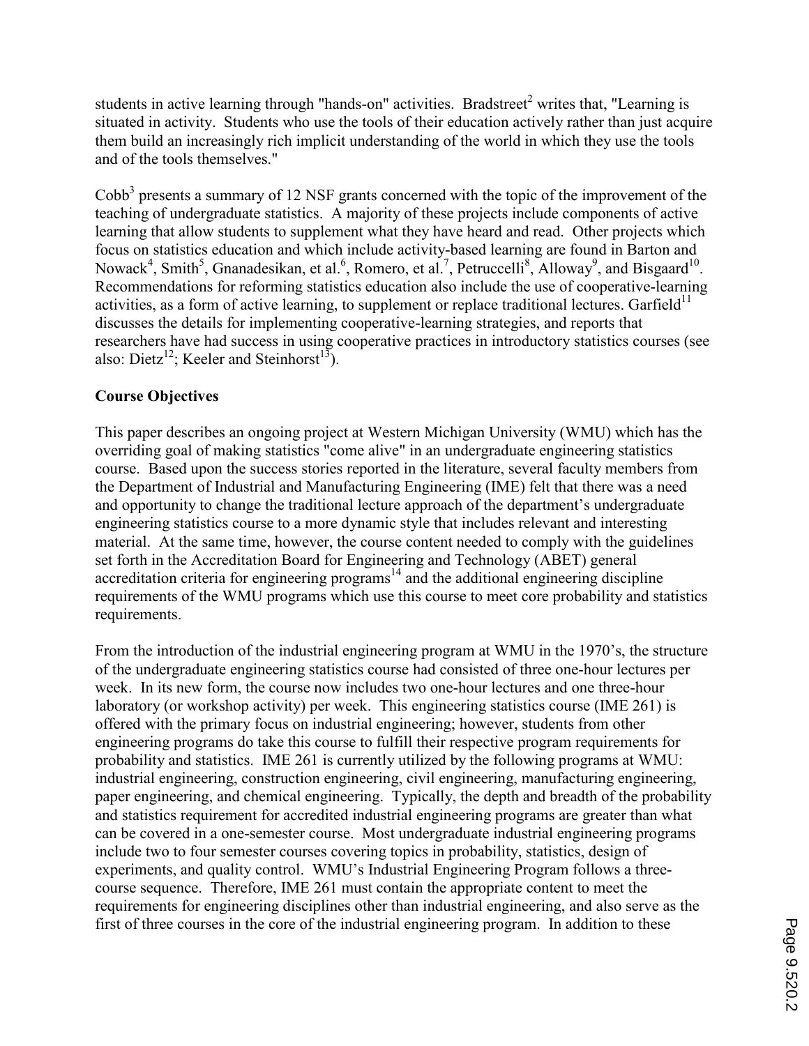students in active learning through "hands-on" activities. Bradstreet[2] writes that, "Learning is situated in activity. Students who use the tools of their education actively rather than just acquire them build an increasingly rich implicit understanding of the world in which they use the tools and of the tools themselves."

Cobb[3] presents a summary of 12 NSF grants concerned with the topic of the improvement of the teaching of undergraduate statistics. A majority of these projects include components of active learning that allow students to supplement what they have heard and read. Other projects which focus on statistics education and which include activity-based learning are found in Barton and Nowack[4], Smith[5], Gnanadesikan, et al.[6], Romero, et al.[7], Petruccelli[8], Alloway[9], and Bisgaard[10]. Recommendations for reforming statistics education also include the use of cooperative-learning activities, as a form of active learning, to supplement or replace traditional lectures. Garfield[11] discusses the details for implementing cooperative-learning strategies, and reports that researchers have had success in using cooperative practices in introductory statistics courses (see also: Dietz[12]; Keeler and Steinhorst[13]).

**Course Objectives**

This paper describes an ongoing project at Western Michigan University (WMU) which has the overriding goal of making statistics "come alive" in an undergraduate engineering statistics course. Based upon the success stories reported in the literature, several faculty members from the Department of Industrial and Manufacturing Engineering (IME) felt that there was a need and opportunity to change the traditional lecture approach of the department's undergraduate engineering statistics course to a more dynamic style that includes relevant and interesting material. At the same time, however, the course content needed to comply with the guidelines set forth in the Accreditation Board for Engineering and Technology (ABET) general accreditation criteria for engineering programs[14] and the additional engineering discipline requirements of the WMU programs which use this course to meet core probability and statistics requirements.

From the introduction of the industrial engineering program at WMU in the 1970's, the structure of the undergraduate engineering statistics course had consisted of three one-hour lectures per week. In its new form, the course now includes two one-hour lectures and one three-hour laboratory (or workshop activity) per week. This engineering statistics course (IME 261) is offered with the primary focus on industrial engineering; however, students from other engineering programs do take this course to fulfill their respective program requirements for probability and statistics. IME 261 is currently utilized by the following programs at WMU: industrial engineering, construction engineering, civil engineering, manufacturing engineering, paper engineering, and chemical engineering. Typically, the depth and breadth of the probability and statistics requirement for accredited industrial engineering programs are greater than what can be covered in a one-semester course. Most undergraduate industrial engineering programs include two to four semester courses covering topics in probability, statistics, design of experiments, and quality control. WMU's Industrial Engineering Program follows a three-course sequence. Therefore, IME 261 must contain the appropriate content to meet the requirements for engineering disciplines other than industrial engineering, and also serve as the first of three courses in the core of the industrial engineering program. In addition to these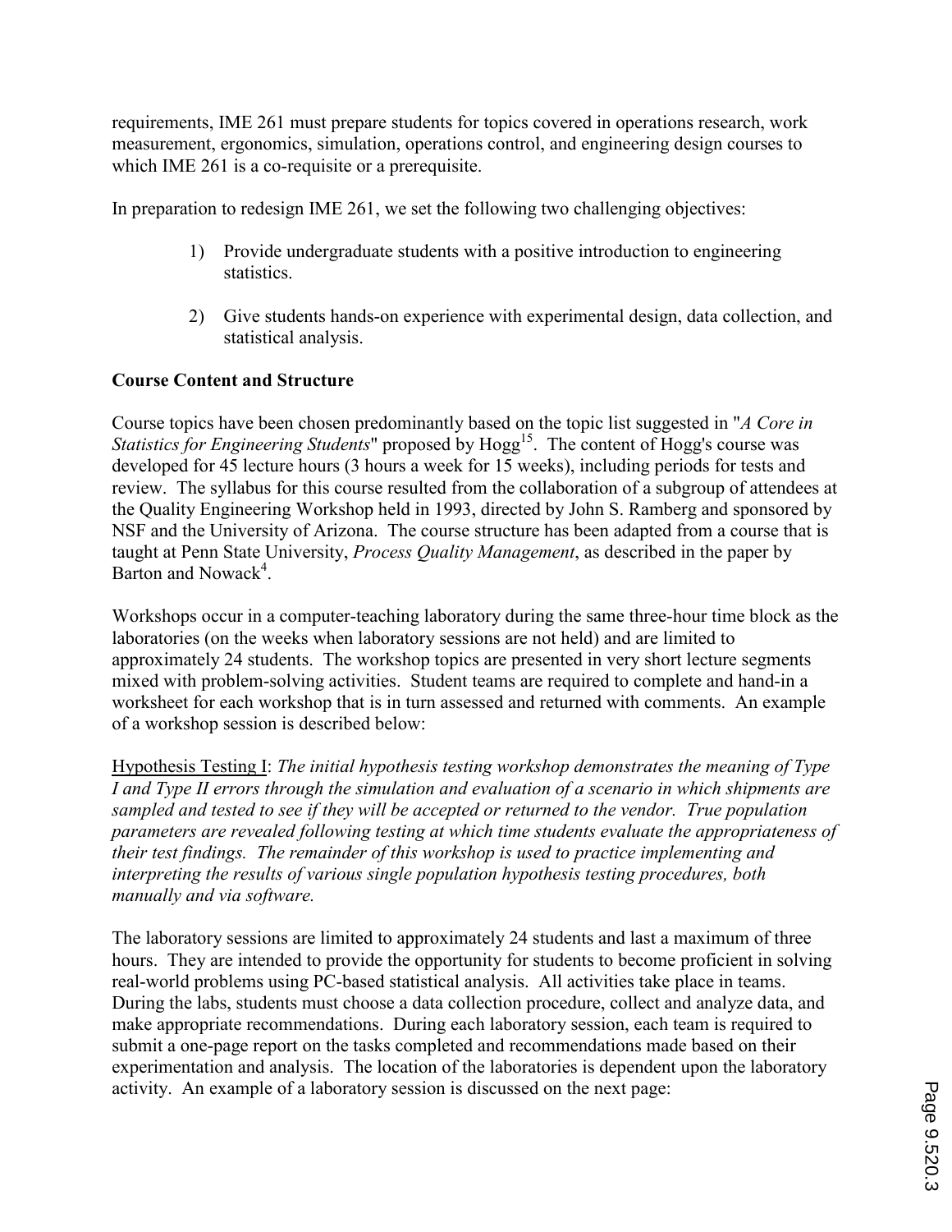requirements, IME 261 must prepare students for topics covered in operations research, work measurement, ergonomics, simulation, operations control, and engineering design courses to which IME 261 is a co-requisite or a prerequisite.

In preparation to redesign IME 261, we set the following two challenging objectives:

1) Provide undergraduate students with a positive introduction to engineering statistics.

2) Give students hands-on experience with experimental design, data collection, and statistical analysis.

**Course Content and Structure**

Course topics have been chosen predominantly based on the topic list suggested in "*A Core in Statistics for Engineering Students*" proposed by Hogg[15]. The content of Hogg's course was developed for 45 lecture hours (3 hours a week for 15 weeks), including periods for tests and review. The syllabus for this course resulted from the collaboration of a subgroup of attendees at the Quality Engineering Workshop held in 1993, directed by John S. Ramberg and sponsored by NSF and the University of Arizona. The course structure has been adapted from a course that is taught at Penn State University, *Process Quality Management*, as described in the paper by Barton and Nowack[4].

Workshops occur in a computer-teaching laboratory during the same three-hour time block as the laboratories (on the weeks when laboratory sessions are not held) and are limited to approximately 24 students. The workshop topics are presented in very short lecture segments mixed with problem-solving activities. Student teams are required to complete and hand-in a worksheet for each workshop that is in turn assessed and returned with comments. An example of a workshop session is described below:

Hypothesis Testing I: *The initial hypothesis testing workshop demonstrates the meaning of Type I and Type II errors through the simulation and evaluation of a scenario in which shipments are sampled and tested to see if they will be accepted or returned to the vendor. True population parameters are revealed following testing at which time students evaluate the appropriateness of their test findings. The remainder of this workshop is used to practice implementing and interpreting the results of various single population hypothesis testing procedures, both manually and via software.*

The laboratory sessions are limited to approximately 24 students and last a maximum of three hours. They are intended to provide the opportunity for students to become proficient in solving real-world problems using PC-based statistical analysis. All activities take place in teams. During the labs, students must choose a data collection procedure, collect and analyze data, and make appropriate recommendations. During each laboratory session, each team is required to submit a one-page report on the tasks completed and recommendations made based on their experimentation and analysis. The location of the laboratories is dependent upon the laboratory activity. An example of a laboratory session is discussed on the next page: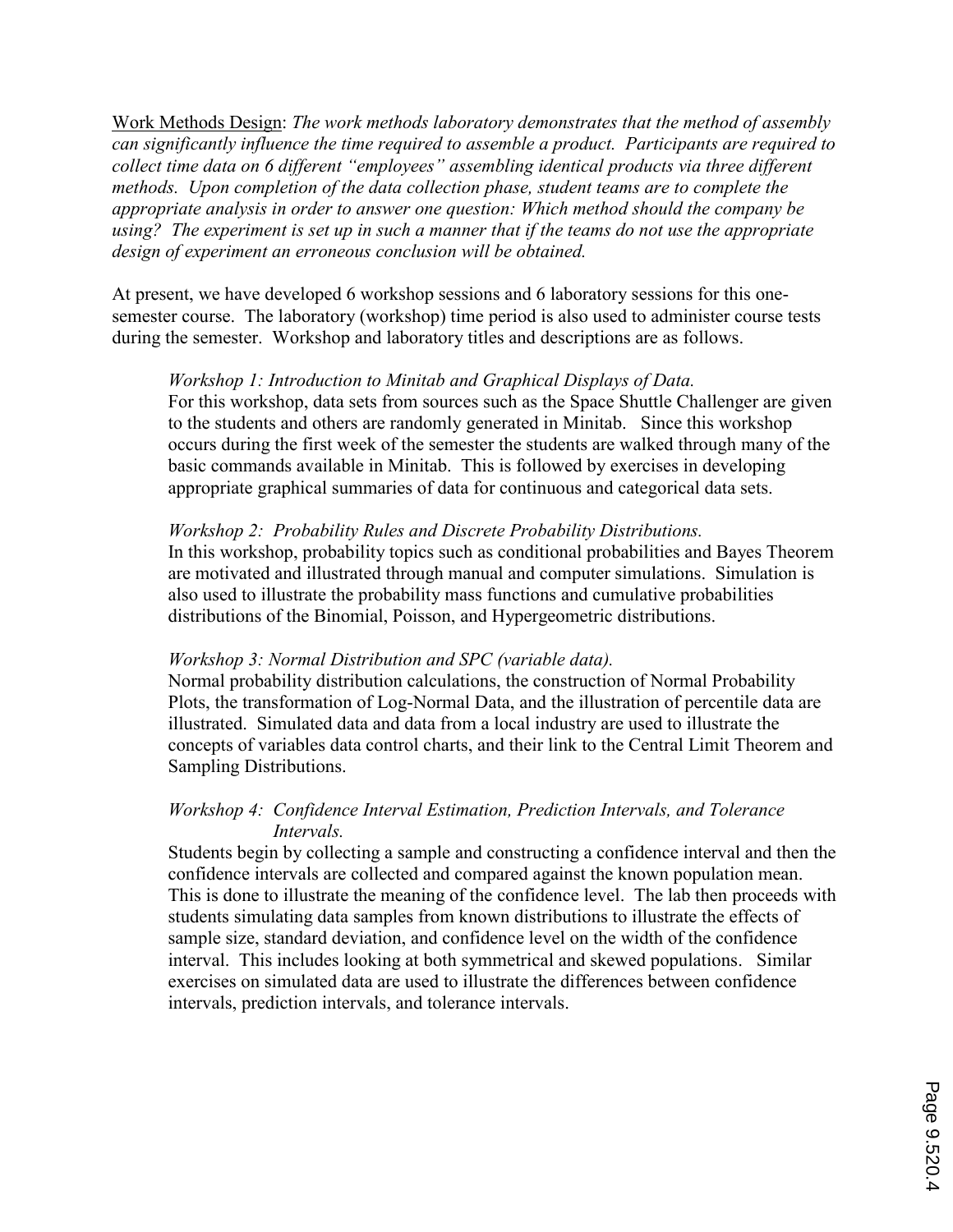<u>Work Methods Design</u>: *The work methods laboratory demonstrates that the method of assembly can significantly influence the time required to assemble a product. Participants are required to collect time data on 6 different "employees" assembling identical products via three different methods. Upon completion of the data collection phase, student teams are to complete the appropriate analysis in order to answer one question: Which method should the company be using? The experiment is set up in such a manner that if the teams do not use the appropriate design of experiment an erroneous conclusion will be obtained.*

At present, we have developed 6 workshop sessions and 6 laboratory sessions for this one-semester course. The laboratory (workshop) time period is also used to administer course tests during the semester. Workshop and laboratory titles and descriptions are as follows.

*Workshop 1: Introduction to Minitab and Graphical Displays of Data.*
For this workshop, data sets from sources such as the Space Shuttle Challenger are given to the students and others are randomly generated in Minitab. Since this workshop occurs during the first week of the semester the students are walked through many of the basic commands available in Minitab. This is followed by exercises in developing appropriate graphical summaries of data for continuous and categorical data sets.

*Workshop 2: Probability Rules and Discrete Probability Distributions.*
In this workshop, probability topics such as conditional probabilities and Bayes Theorem are motivated and illustrated through manual and computer simulations. Simulation is also used to illustrate the probability mass functions and cumulative probabilities distributions of the Binomial, Poisson, and Hypergeometric distributions.

*Workshop 3: Normal Distribution and SPC (variable data).*
Normal probability distribution calculations, the construction of Normal Probability Plots, the transformation of Log-Normal Data, and the illustration of percentile data are illustrated. Simulated data and data from a local industry are used to illustrate the concepts of variables data control charts, and their link to the Central Limit Theorem and Sampling Distributions.

*Workshop 4: Confidence Interval Estimation, Prediction Intervals, and Tolerance Intervals.*
Students begin by collecting a sample and constructing a confidence interval and then the confidence intervals are collected and compared against the known population mean. This is done to illustrate the meaning of the confidence level. The lab then proceeds with students simulating data samples from known distributions to illustrate the effects of sample size, standard deviation, and confidence level on the width of the confidence interval. This includes looking at both symmetrical and skewed populations. Similar exercises on simulated data are used to illustrate the differences between confidence intervals, prediction intervals, and tolerance intervals.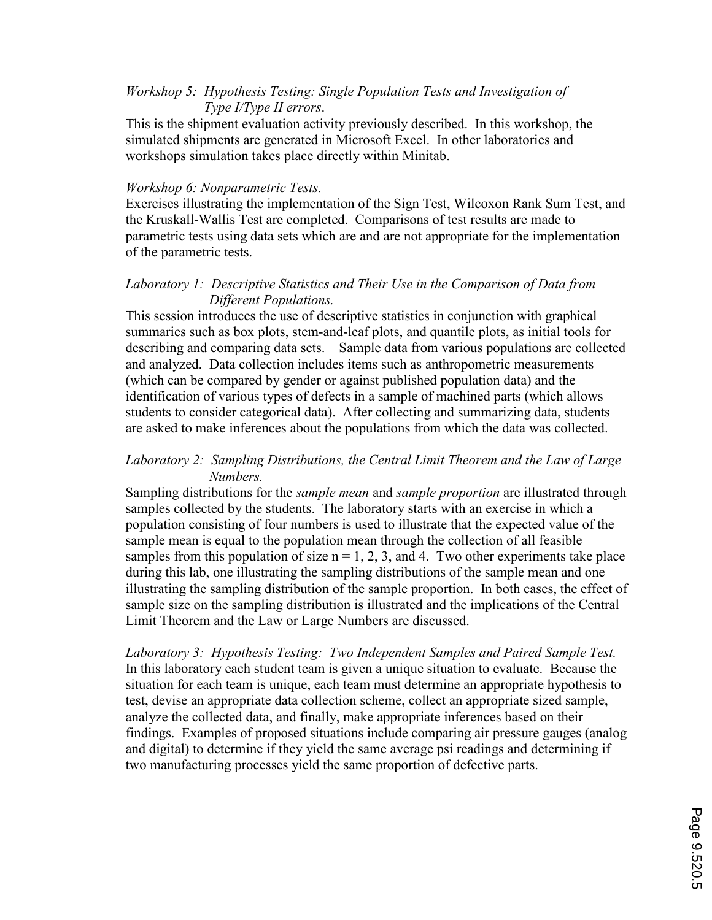*Workshop 5: Hypothesis Testing: Single Population Tests and Investigation of Type I/Type II errors*.

This is the shipment evaluation activity previously described. In this workshop, the simulated shipments are generated in Microsoft Excel. In other laboratories and workshops simulation takes place directly within Minitab.

*Workshop 6: Nonparametric Tests.*

Exercises illustrating the implementation of the Sign Test, Wilcoxon Rank Sum Test, and the Kruskall-Wallis Test are completed. Comparisons of test results are made to parametric tests using data sets which are and are not appropriate for the implementation of the parametric tests.

*Laboratory 1: Descriptive Statistics and Their Use in the Comparison of Data from Different Populations.*

This session introduces the use of descriptive statistics in conjunction with graphical summaries such as box plots, stem-and-leaf plots, and quantile plots, as initial tools for describing and comparing data sets. Sample data from various populations are collected and analyzed. Data collection includes items such as anthropometric measurements (which can be compared by gender or against published population data) and the identification of various types of defects in a sample of machined parts (which allows students to consider categorical data). After collecting and summarizing data, students are asked to make inferences about the populations from which the data was collected.

*Laboratory 2: Sampling Distributions, the Central Limit Theorem and the Law of Large Numbers.*

Sampling distributions for the *sample mean* and *sample proportion* are illustrated through samples collected by the students. The laboratory starts with an exercise in which a population consisting of four numbers is used to illustrate that the expected value of the sample mean is equal to the population mean through the collection of all feasible samples from this population of size $n = 1, 2, 3$, and 4. Two other experiments take place during this lab, one illustrating the sampling distributions of the sample mean and one illustrating the sampling distribution of the sample proportion. In both cases, the effect of sample size on the sampling distribution is illustrated and the implications of the Central Limit Theorem and the Law or Large Numbers are discussed.

*Laboratory 3: Hypothesis Testing: Two Independent Samples and Paired Sample Test.*

In this laboratory each student team is given a unique situation to evaluate. Because the situation for each team is unique, each team must determine an appropriate hypothesis to test, devise an appropriate data collection scheme, collect an appropriate sized sample, analyze the collected data, and finally, make appropriate inferences based on their findings. Examples of proposed situations include comparing air pressure gauges (analog and digital) to determine if they yield the same average psi readings and determining if two manufacturing processes yield the same proportion of defective parts.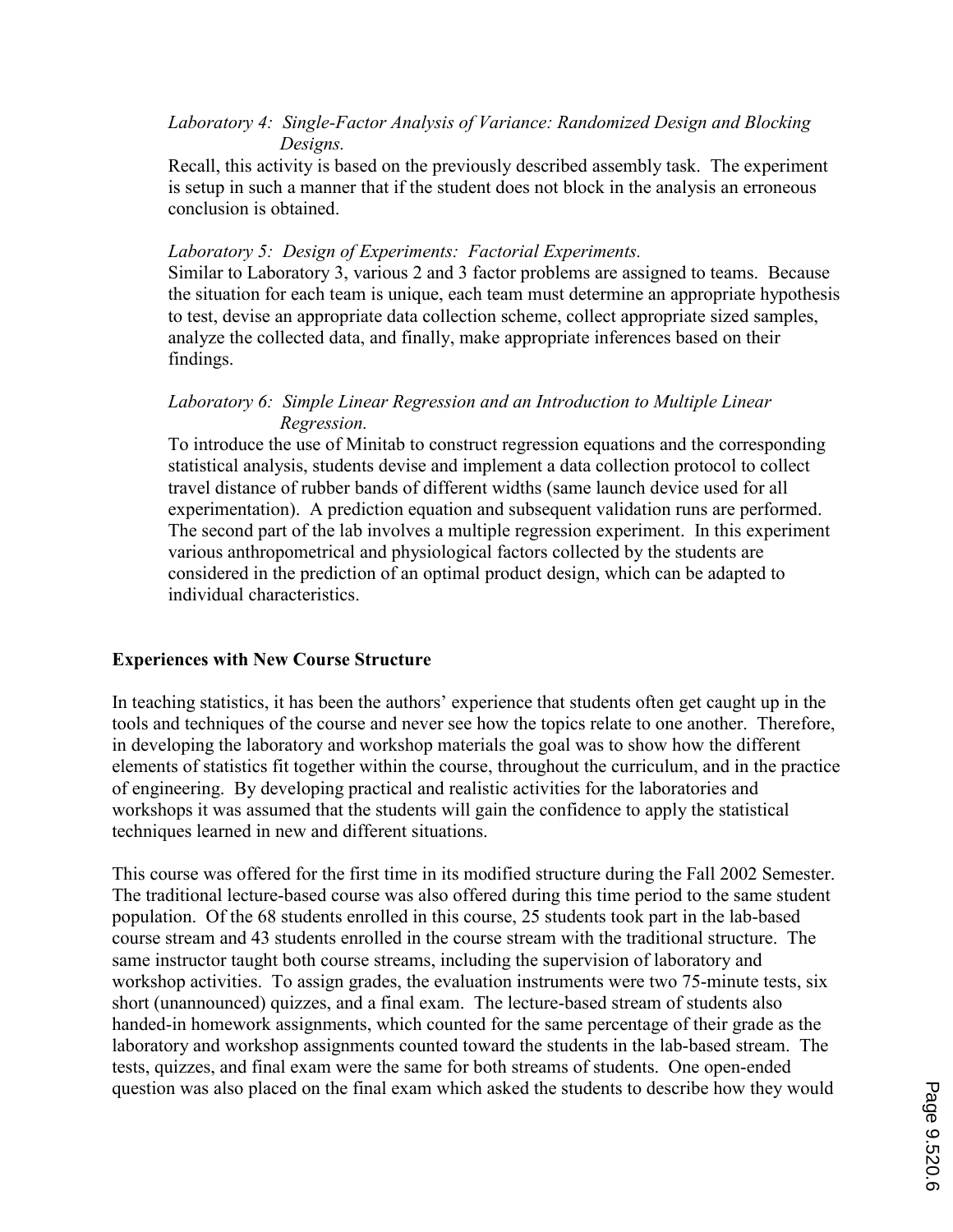*Laboratory 4: Single-Factor Analysis of Variance: Randomized Design and Blocking Designs.*

Recall, this activity is based on the previously described assembly task. The experiment is setup in such a manner that if the student does not block in the analysis an erroneous conclusion is obtained.

*Laboratory 5: Design of Experiments: Factorial Experiments.*

Similar to Laboratory 3, various 2 and 3 factor problems are assigned to teams. Because the situation for each team is unique, each team must determine an appropriate hypothesis to test, devise an appropriate data collection scheme, collect appropriate sized samples, analyze the collected data, and finally, make appropriate inferences based on their findings.

*Laboratory 6: Simple Linear Regression and an Introduction to Multiple Linear Regression.*

To introduce the use of Minitab to construct regression equations and the corresponding statistical analysis, students devise and implement a data collection protocol to collect travel distance of rubber bands of different widths (same launch device used for all experimentation). A prediction equation and subsequent validation runs are performed. The second part of the lab involves a multiple regression experiment. In this experiment various anthropometrical and physiological factors collected by the students are considered in the prediction of an optimal product design, which can be adapted to individual characteristics.

**Experiences with New Course Structure**

In teaching statistics, it has been the authors' experience that students often get caught up in the tools and techniques of the course and never see how the topics relate to one another. Therefore, in developing the laboratory and workshop materials the goal was to show how the different elements of statistics fit together within the course, throughout the curriculum, and in the practice of engineering. By developing practical and realistic activities for the laboratories and workshops it was assumed that the students will gain the confidence to apply the statistical techniques learned in new and different situations.

This course was offered for the first time in its modified structure during the Fall 2002 Semester. The traditional lecture-based course was also offered during this time period to the same student population. Of the 68 students enrolled in this course, 25 students took part in the lab-based course stream and 43 students enrolled in the course stream with the traditional structure. The same instructor taught both course streams, including the supervision of laboratory and workshop activities. To assign grades, the evaluation instruments were two 75-minute tests, six short (unannounced) quizzes, and a final exam. The lecture-based stream of students also handed-in homework assignments, which counted for the same percentage of their grade as the laboratory and workshop assignments counted toward the students in the lab-based stream. The tests, quizzes, and final exam were the same for both streams of students. One open-ended question was also placed on the final exam which asked the students to describe how they would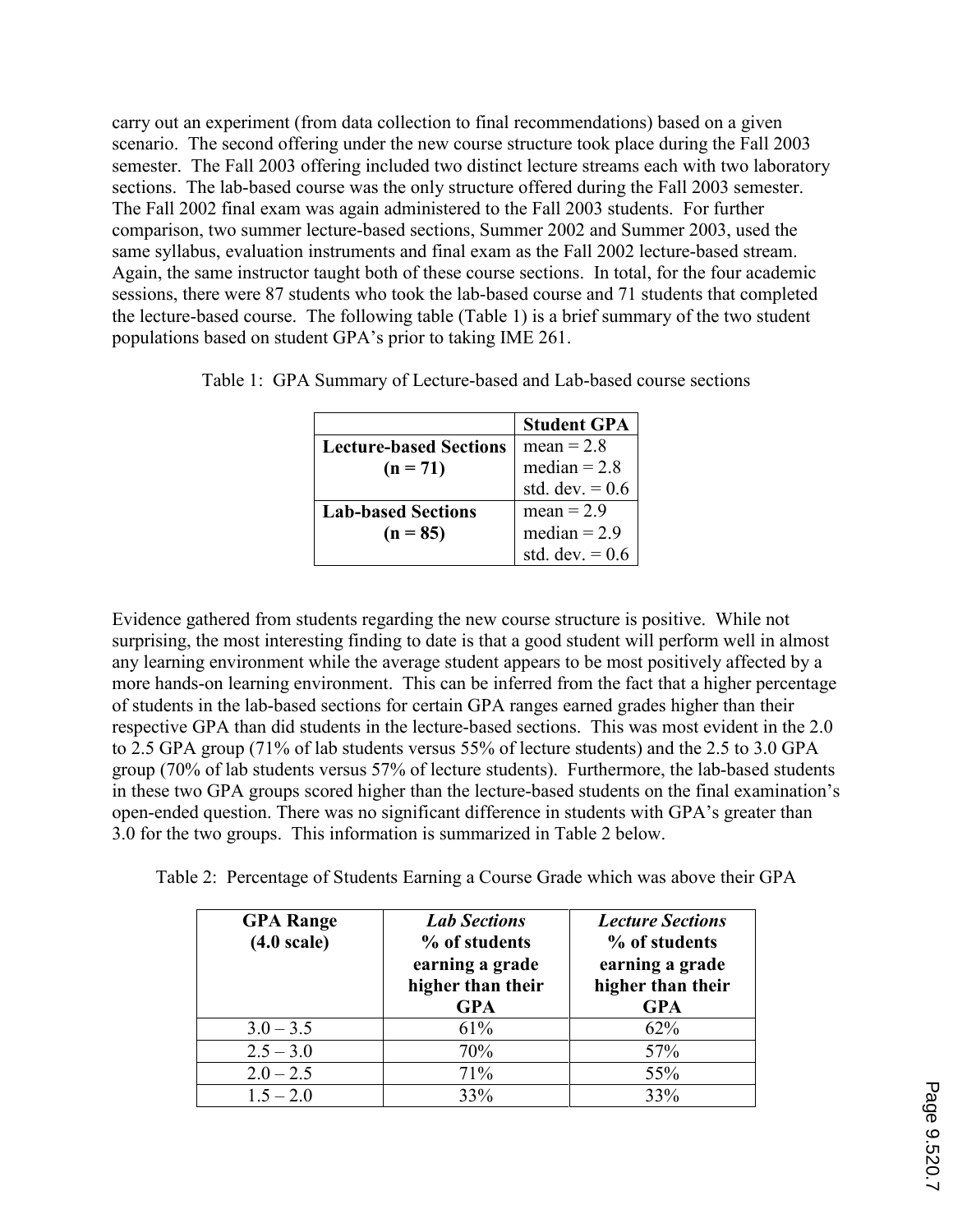carry out an experiment (from data collection to final recommendations) based on a given scenario. The second offering under the new course structure took place during the Fall 2003 semester. The Fall 2003 offering included two distinct lecture streams each with two laboratory sections. The lab-based course was the only structure offered during the Fall 2003 semester. The Fall 2002 final exam was again administered to the Fall 2003 students. For further comparison, two summer lecture-based sections, Summer 2002 and Summer 2003, used the same syllabus, evaluation instruments and final exam as the Fall 2002 lecture-based stream. Again, the same instructor taught both of these course sections. In total, for the four academic sessions, there were 87 students who took the lab-based course and 71 students that completed the lecture-based course. The following table (Table 1) is a brief summary of the two student populations based on student GPA's prior to taking IME 261.

Table 1: GPA Summary of Lecture-based and Lab-based course sections

| | **Student GPA** |
|---|---|
| **Lecture-based Sections (n = 71)** | mean = 2.8<br>median = 2.8<br>std. dev. = 0.6 |
| **Lab-based Sections (n = 85)** | mean = 2.9<br>median = 2.9<br>std. dev. = 0.6 |

Evidence gathered from students regarding the new course structure is positive. While not surprising, the most interesting finding to date is that a good student will perform well in almost any learning environment while the average student appears to be most positively affected by a more hands-on learning environment. This can be inferred from the fact that a higher percentage of students in the lab-based sections for certain GPA ranges earned grades higher than their respective GPA than did students in the lecture-based sections. This was most evident in the 2.0 to 2.5 GPA group (71% of lab students versus 55% of lecture students) and the 2.5 to 3.0 GPA group (70% of lab students versus 57% of lecture students). Furthermore, the lab-based students in these two GPA groups scored higher than the lecture-based students on the final examination's open-ended question. There was no significant difference in students with GPA's greater than 3.0 for the two groups. This information is summarized in Table 2 below.

Table 2: Percentage of Students Earning a Course Grade which was above their GPA

| **GPA Range (4.0 scale)** | ***Lab Sections*** **% of students earning a grade higher than their GPA** | ***Lecture Sections*** **% of students earning a grade higher than their GPA** |
|---|---|---|
| 3.0 – 3.5 | 61% | 62% |
| 2.5 – 3.0 | 70% | 57% |
| 2.0 – 2.5 | 71% | 55% |
| 1.5 – 2.0 | 33% | 33% |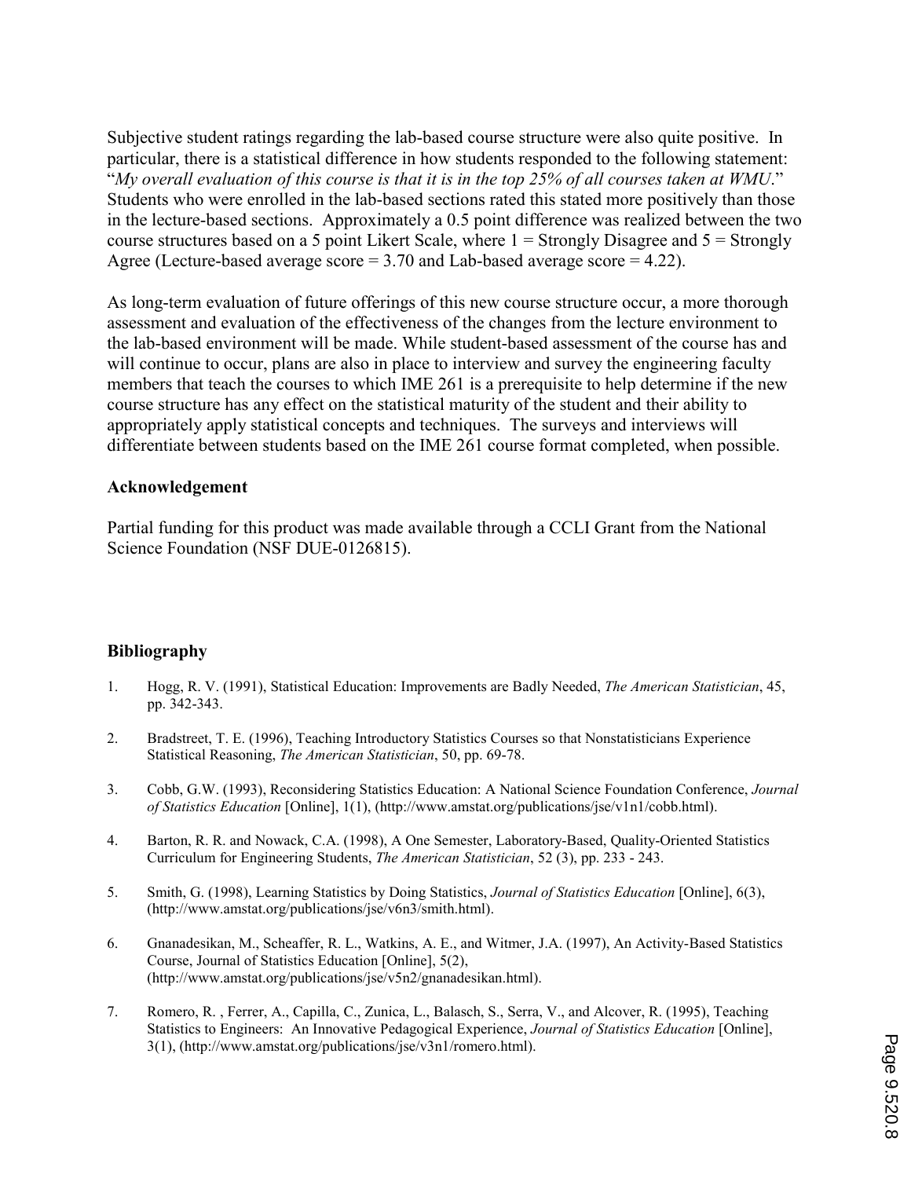Subjective student ratings regarding the lab-based course structure were also quite positive. In particular, there is a statistical difference in how students responded to the following statement: "*My overall evaluation of this course is that it is in the top 25% of all courses taken at WMU*." Students who were enrolled in the lab-based sections rated this stated more positively than those in the lecture-based sections. Approximately a 0.5 point difference was realized between the two course structures based on a 5 point Likert Scale, where 1 = Strongly Disagree and 5 = Strongly Agree (Lecture-based average score = 3.70 and Lab-based average score = 4.22).

As long-term evaluation of future offerings of this new course structure occur, a more thorough assessment and evaluation of the effectiveness of the changes from the lecture environment to the lab-based environment will be made. While student-based assessment of the course has and will continue to occur, plans are also in place to interview and survey the engineering faculty members that teach the courses to which IME 261 is a prerequisite to help determine if the new course structure has any effect on the statistical maturity of the student and their ability to appropriately apply statistical concepts and techniques. The surveys and interviews will differentiate between students based on the IME 261 course format completed, when possible.

### Acknowledgement

Partial funding for this product was made available through a CCLI Grant from the National Science Foundation (NSF DUE-0126815).

### Bibliography

1. Hogg, R. V. (1991), Statistical Education: Improvements are Badly Needed, *The American Statistician*, 45, pp. 342-343.
2. Bradstreet, T. E. (1996), Teaching Introductory Statistics Courses so that Nonstatisticians Experience Statistical Reasoning, *The American Statistician*, 50, pp. 69-78.
3. Cobb, G.W. (1993), Reconsidering Statistics Education: A National Science Foundation Conference, *Journal of Statistics Education* [Online], 1(1), (http://www.amstat.org/publications/jse/v1n1/cobb.html).
4. Barton, R. R. and Nowack, C.A. (1998), A One Semester, Laboratory-Based, Quality-Oriented Statistics Curriculum for Engineering Students, *The American Statistician*, 52 (3), pp. 233 - 243.
5. Smith, G. (1998), Learning Statistics by Doing Statistics, *Journal of Statistics Education* [Online], 6(3), (http://www.amstat.org/publications/jse/v6n3/smith.html).
6. Gnanadesikan, M., Scheaffer, R. L., Watkins, A. E., and Witmer, J.A. (1997), An Activity-Based Statistics Course, Journal of Statistics Education [Online], 5(2), (http://www.amstat.org/publications/jse/v5n2/gnanadesikan.html).
7. Romero, R. , Ferrer, A., Capilla, C., Zunica, L., Balasch, S., Serra, V., and Alcover, R. (1995), Teaching Statistics to Engineers: An Innovative Pedagogical Experience, *Journal of Statistics Education* [Online], 3(1), (http://www.amstat.org/publications/jse/v3n1/romero.html).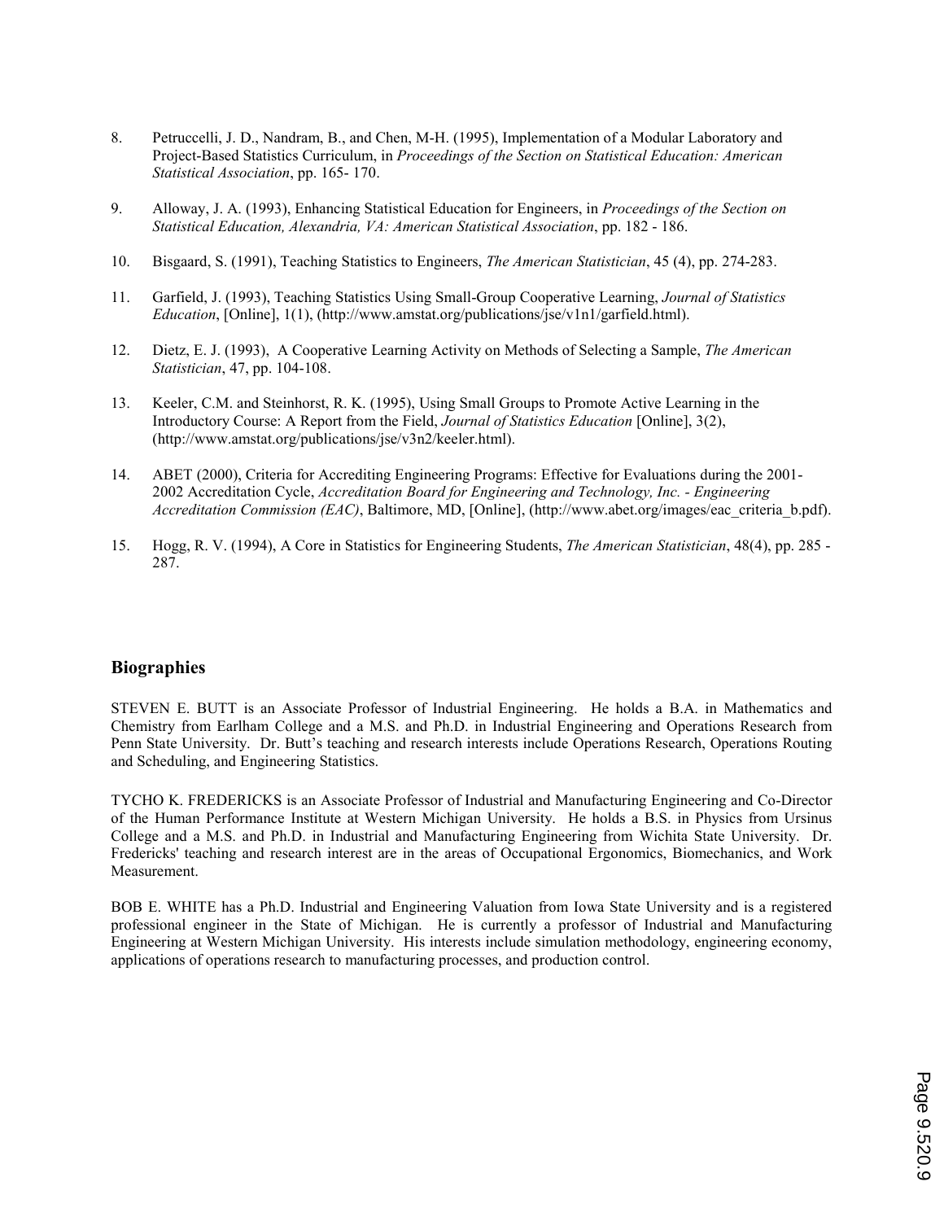8. Petruccelli, J. D., Nandram, B., and Chen, M-H. (1995), Implementation of a Modular Laboratory and Project-Based Statistics Curriculum, in *Proceedings of the Section on Statistical Education: American Statistical Association*, pp. 165- 170.

9. Alloway, J. A. (1993), Enhancing Statistical Education for Engineers, in *Proceedings of the Section on Statistical Education, Alexandria, VA: American Statistical Association*, pp. 182 - 186.

10. Bisgaard, S. (1991), Teaching Statistics to Engineers, *The American Statistician*, 45 (4), pp. 274-283.

11. Garfield, J. (1993), Teaching Statistics Using Small-Group Cooperative Learning, *Journal of Statistics Education*, [Online], 1(1), (http://www.amstat.org/publications/jse/v1n1/garfield.html).

12. Dietz, E. J. (1993), A Cooperative Learning Activity on Methods of Selecting a Sample, *The American Statistician*, 47, pp. 104-108.

13. Keeler, C.M. and Steinhorst, R. K. (1995), Using Small Groups to Promote Active Learning in the Introductory Course: A Report from the Field, *Journal of Statistics Education* [Online], 3(2), (http://www.amstat.org/publications/jse/v3n2/keeler.html).

14. ABET (2000), Criteria for Accrediting Engineering Programs: Effective for Evaluations during the 2001-2002 Accreditation Cycle, *Accreditation Board for Engineering and Technology, Inc. - Engineering Accreditation Commission (EAC)*, Baltimore, MD, [Online], (http://www.abet.org/images/eac_criteria_b.pdf).

15. Hogg, R. V. (1994), A Core in Statistics for Engineering Students, *The American Statistician*, 48(4), pp. 285 - 287.

## Biographies

STEVEN E. BUTT is an Associate Professor of Industrial Engineering. He holds a B.A. in Mathematics and Chemistry from Earlham College and a M.S. and Ph.D. in Industrial Engineering and Operations Research from Penn State University. Dr. Butt's teaching and research interests include Operations Research, Operations Routing and Scheduling, and Engineering Statistics.

TYCHO K. FREDERICKS is an Associate Professor of Industrial and Manufacturing Engineering and Co-Director of the Human Performance Institute at Western Michigan University. He holds a B.S. in Physics from Ursinus College and a M.S. and Ph.D. in Industrial and Manufacturing Engineering from Wichita State University. Dr. Fredericks' teaching and research interest are in the areas of Occupational Ergonomics, Biomechanics, and Work Measurement.

BOB E. WHITE has a Ph.D. Industrial and Engineering Valuation from Iowa State University and is a registered professional engineer in the State of Michigan. He is currently a professor of Industrial and Manufacturing Engineering at Western Michigan University. His interests include simulation methodology, engineering economy, applications of operations research to manufacturing processes, and production control.